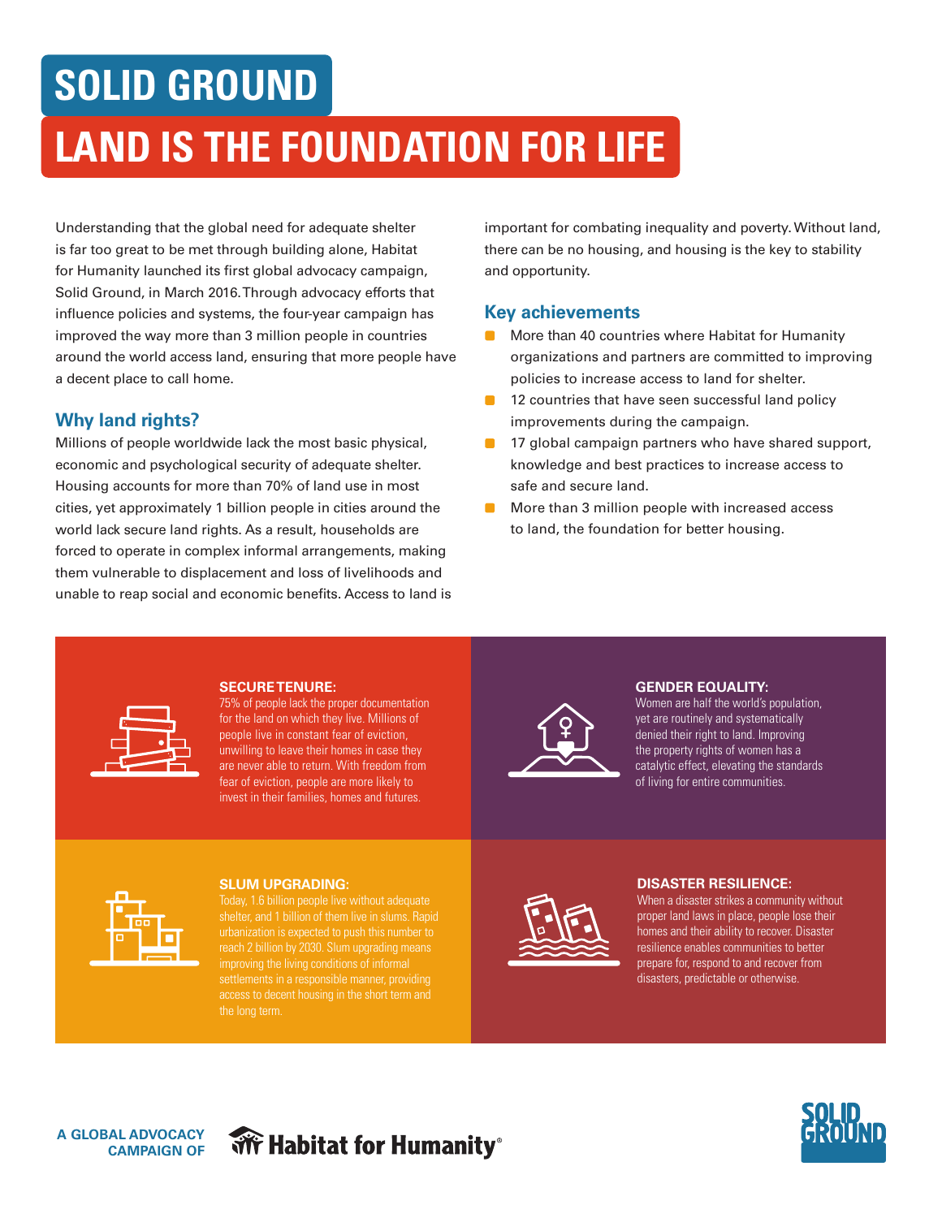# SOLID GROUND

# LAND IS THE FOUNDATION FOR LIFE

Understanding that the global need for adequate shelter is far too great to be met through building alone, Habitat for Humanity launched its first global advocacy campaign, Solid Ground, in March 2016. Through advocacy efforts that influence policies and systems, the four-year campaign has improved the way more than 3 million people in countries around the world access land, ensuring that more people have a decent place to call home.

## Why land rights?

Millions of people worldwide lack the most basic physical, economic and psychological security of adequate shelter. Housing accounts for more than 70% of land use in most cities, yet approximately 1 billion people in cities around the world lack secure land rights. As a result, households are forced to operate in complex informal arrangements, making them vulnerable to displacement and loss of livelihoods and unable to reap social and economic benefits. Access to land is important for combating inequality and poverty. Without land, there can be no housing, and housing is the key to stability and opportunity.

## Key achievements

- More than 40 countries where Habitat for Humanity organizations and partners are committed to improving policies to increase access to land for shelter.
- 12 countries that have seen successful land policy improvements during the campaign.
- 17 global campaign partners who have shared support, knowledge and best practices to increase access to safe and secure land.
- More than 3 million people with increased access to land, the foundation for better housing.

### SECURE TENURE:

75% of people lack the proper documentation for the land on which they live. Millions of people live in constant fear of eviction, unwilling to leave their homes in case they are never able to return. With freedom from fear of eviction, people are more likely to invest in their families, homes and futures.

### GENDER EQUALITY:

Women are half the world's population, yet are routinely and systematically denied their right to land. Improving the property rights of women has a catalytic effect, elevating the standards of living for entire communities.

### SLUM UPGRADING:

Today, 1.6 billion people live without adequate shelter, and 1 billion of them live in slums. Rapid urbanization is expected to push this number to reach 2 billion by 2030. Slum upgrading means improving the living conditions of informal settlements in a responsible manner, providing access to decent housing in the short term and the long term.

### DISASTER RESILIENCE:

When a disaster strikes a community without proper land laws in place, people lose their homes and their ability to recover. Disaster resilience enables communities to better prepare for, respond to and recover from disasters, predictable or otherwise.

A GLOBAL ADVOCACY CAMPAIGN OF Habitat for Humanity®

SOLID GROUND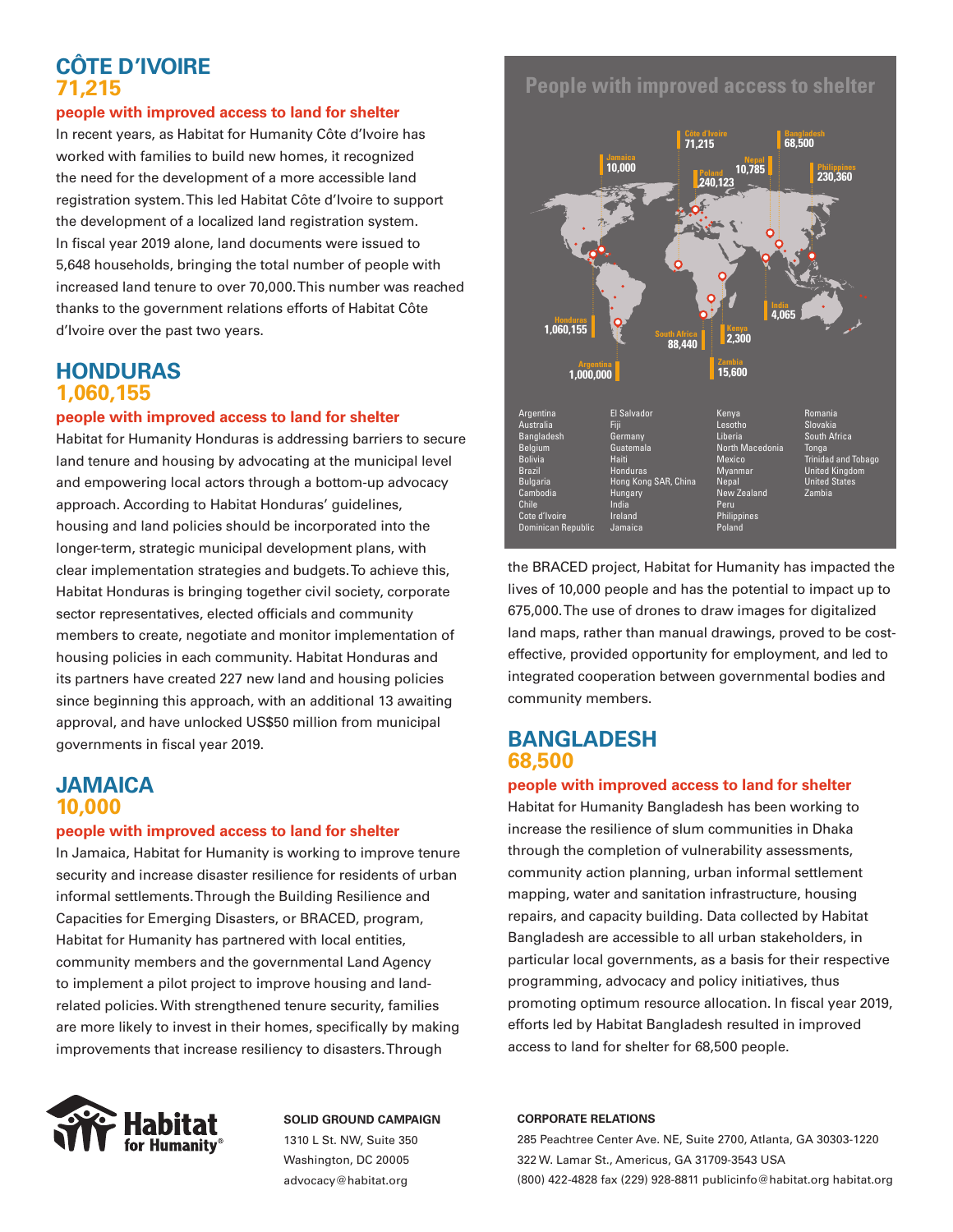## CÔTE D'IVOIRE
## 71,215

### people with improved access to land for shelter

In recent years, as Habitat for Humanity Côte d'Ivoire has worked with families to build new homes, it recognized the need for the development of a more accessible land registration system. This led Habitat Côte d'Ivoire to support the development of a localized land registration system. In fiscal year 2019 alone, land documents were issued to 5,648 households, bringing the total number of people with increased land tenure to over 70,000. This number was reached thanks to the government relations efforts of Habitat Côte d'Ivoire over the past two years.

## HONDURAS
## 1,060,155

### people with improved access to land for shelter

Habitat for Humanity Honduras is addressing barriers to secure land tenure and housing by advocating at the municipal level and empowering local actors through a bottom-up advocacy approach. According to Habitat Honduras' guidelines, housing and land policies should be incorporated into the longer-term, strategic municipal development plans, with clear implementation strategies and budgets. To achieve this, Habitat Honduras is bringing together civil society, corporate sector representatives, elected officials and community members to create, negotiate and monitor implementation of housing policies in each community. Habitat Honduras and its partners have created 227 new land and housing policies since beginning this approach, with an additional 13 awaiting approval, and have unlocked US$50 million from municipal governments in fiscal year 2019.

## JAMAICA
## 10,000

### people with improved access to land for shelter

In Jamaica, Habitat for Humanity is working to improve tenure security and increase disaster resilience for residents of urban informal settlements. Through the Building Resilience and Capacities for Emerging Disasters, or BRACED, program, Habitat for Humanity has partnered with local entities, community members and the governmental Land Agency to implement a pilot project to improve housing and land-related policies. With strengthened tenure security, families are more likely to invest in their homes, specifically by making improvements that increase resiliency to disasters. Through the BRACED project, Habitat for Humanity has impacted the lives of 10,000 people and has the potential to impact up to 675,000. The use of drones to draw images for digitalized land maps, rather than manual drawings, proved to be cost-effective, provided opportunity for employment, and led to integrated cooperation between governmental bodies and community members.

**People with improved access to shelter**

Côte d'Ivoire 71,215
Bangladesh 68,500
Jamaica 10,000
Nepal 10,785
Poland 240,123
Philippines 230,360
India 4,065
Honduras 1,060,155
South Africa 88,440
Kenya 2,300
Argentina 1,000,000
Zambia 15,600

Argentina, Australia, Bangladesh, Belgium, Bolivia, Brazil, Bulgaria, Cambodia, Chile, Cote d'Ivoire, Dominican Republic, El Salvador, Fiji, Germany, Guatemala, Haiti, Honduras, Hong Kong SAR, China, Hungary, India, Ireland, Jamaica, Kenya, Lesotho, Liberia, North Macedonia, Mexico, Myanmar, Nepal, New Zealand, Peru, Philippines, Poland, Romania, Slovakia, South Africa, Tonga, Trinidad and Tobago, United Kingdom, United States, Zambia

## BANGLADESH
## 68,500

### people with improved access to land for shelter

Habitat for Humanity Bangladesh has been working to increase the resilience of slum communities in Dhaka through the completion of vulnerability assessments, community action planning, urban informal settlement mapping, water and sanitation infrastructure, housing repairs, and capacity building. Data collected by Habitat Bangladesh are accessible to all urban stakeholders, in particular local governments, as a basis for their respective programming, advocacy and policy initiatives, thus promoting optimum resource allocation. In fiscal year 2019, efforts led by Habitat Bangladesh resulted in improved access to land for shelter for 68,500 people.

Habitat for Humanity®

**SOLID GROUND CAMPAIGN**
1310 L St. NW, Suite 350
Washington, DC 20005
advocacy@habitat.org

**CORPORATE RELATIONS**
285 Peachtree Center Ave. NE, Suite 2700, Atlanta, GA 30303-1220
322 W. Lamar St., Americus, GA 31709-3543 USA
(800) 422-4828 fax (229) 928-8811 publicinfo@habitat.org habitat.org